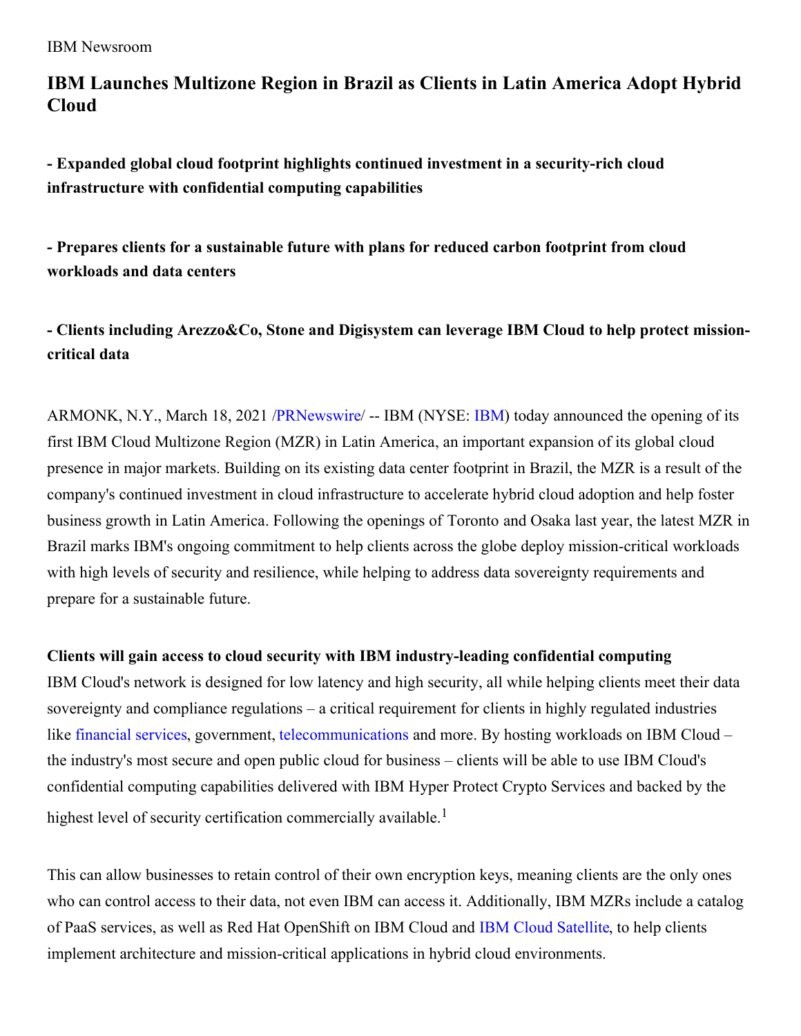IBM Newsroom

# IBM Launches Multizone Region in Brazil as Clients in Latin America Adopt Hybrid Cloud

**- Expanded global cloud footprint highlights continued investment in a security-rich cloud infrastructure with confidential computing capabilities**

**- Prepares clients for a sustainable future with plans for reduced carbon footprint from cloud workloads and data centers**

**- Clients including Arezzo&Co, Stone and Digisystem can leverage IBM Cloud to help protect mission-critical data**

ARMONK, N.Y., March 18, 2021 /PRNewswire/ -- IBM (NYSE: IBM) today announced the opening of its first IBM Cloud Multizone Region (MZR) in Latin America, an important expansion of its global cloud presence in major markets. Building on its existing data center footprint in Brazil, the MZR is a result of the company's continued investment in cloud infrastructure to accelerate hybrid cloud adoption and help foster business growth in Latin America. Following the openings of Toronto and Osaka last year, the latest MZR in Brazil marks IBM's ongoing commitment to help clients across the globe deploy mission-critical workloads with high levels of security and resilience, while helping to address data sovereignty requirements and prepare for a sustainable future.

**Clients will gain access to cloud security with IBM industry-leading confidential computing**

IBM Cloud's network is designed for low latency and high security, all while helping clients meet their data sovereignty and compliance regulations – a critical requirement for clients in highly regulated industries like financial services, government, telecommunications and more. By hosting workloads on IBM Cloud – the industry's most secure and open public cloud for business – clients will be able to use IBM Cloud's confidential computing capabilities delivered with IBM Hyper Protect Crypto Services and backed by the highest level of security certification commercially available.[1]

This can allow businesses to retain control of their own encryption keys, meaning clients are the only ones who can control access to their data, not even IBM can access it. Additionally, IBM MZRs include a catalog of PaaS services, as well as Red Hat OpenShift on IBM Cloud and IBM Cloud Satellite, to help clients implement architecture and mission-critical applications in hybrid cloud environments.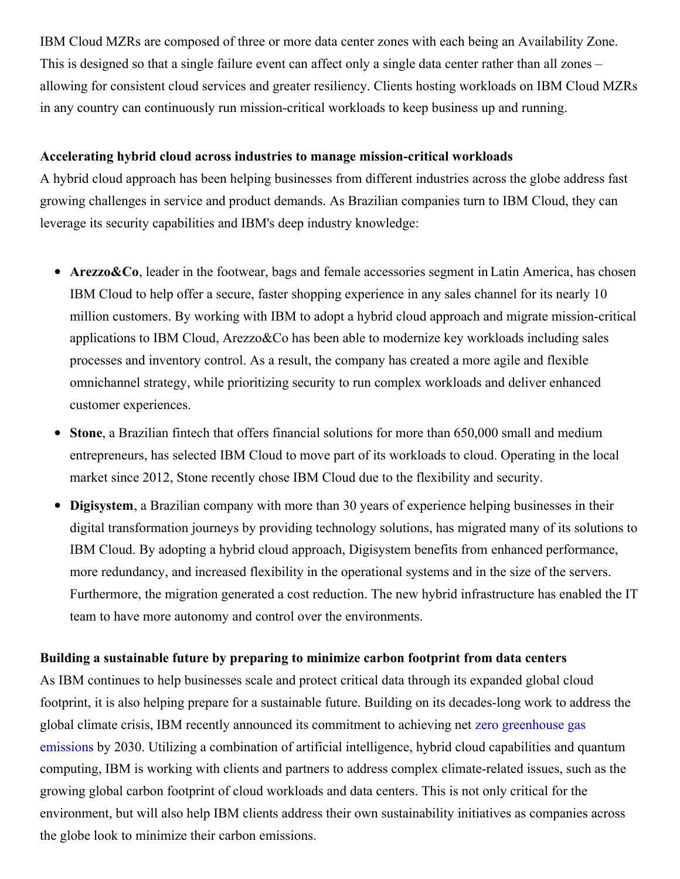IBM Cloud MZRs are composed of three or more data center zones with each being an Availability Zone. This is designed so that a single failure event can affect only a single data center rather than all zones – allowing for consistent cloud services and greater resiliency. Clients hosting workloads on IBM Cloud MZRs in any country can continuously run mission-critical workloads to keep business up and running.

**Accelerating hybrid cloud across industries to manage mission-critical workloads**

A hybrid cloud approach has been helping businesses from different industries across the globe address fast growing challenges in service and product demands. As Brazilian companies turn to IBM Cloud, they can leverage its security capabilities and IBM's deep industry knowledge:

- **Arezzo&Co**, leader in the footwear, bags and female accessories segment in Latin America, has chosen IBM Cloud to help offer a secure, faster shopping experience in any sales channel for its nearly 10 million customers. By working with IBM to adopt a hybrid cloud approach and migrate mission-critical applications to IBM Cloud, Arezzo&Co has been able to modernize key workloads including sales processes and inventory control. As a result, the company has created a more agile and flexible omnichannel strategy, while prioritizing security to run complex workloads and deliver enhanced customer experiences.
- **Stone**, a Brazilian fintech that offers financial solutions for more than 650,000 small and medium entrepreneurs, has selected IBM Cloud to move part of its workloads to cloud. Operating in the local market since 2012, Stone recently chose IBM Cloud due to the flexibility and security.
- **Digisystem**, a Brazilian company with more than 30 years of experience helping businesses in their digital transformation journeys by providing technology solutions, has migrated many of its solutions to IBM Cloud. By adopting a hybrid cloud approach, Digisystem benefits from enhanced performance, more redundancy, and increased flexibility in the operational systems and in the size of the servers. Furthermore, the migration generated a cost reduction. The new hybrid infrastructure has enabled the IT team to have more autonomy and control over the environments.

**Building a sustainable future by preparing to minimize carbon footprint from data centers**

As IBM continues to help businesses scale and protect critical data through its expanded global cloud footprint, it is also helping prepare for a sustainable future. Building on its decades-long work to address the global climate crisis, IBM recently announced its commitment to achieving net zero greenhouse gas emissions by 2030. Utilizing a combination of artificial intelligence, hybrid cloud capabilities and quantum computing, IBM is working with clients and partners to address complex climate-related issues, such as the growing global carbon footprint of cloud workloads and data centers. This is not only critical for the environment, but will also help IBM clients address their own sustainability initiatives as companies across the globe look to minimize their carbon emissions.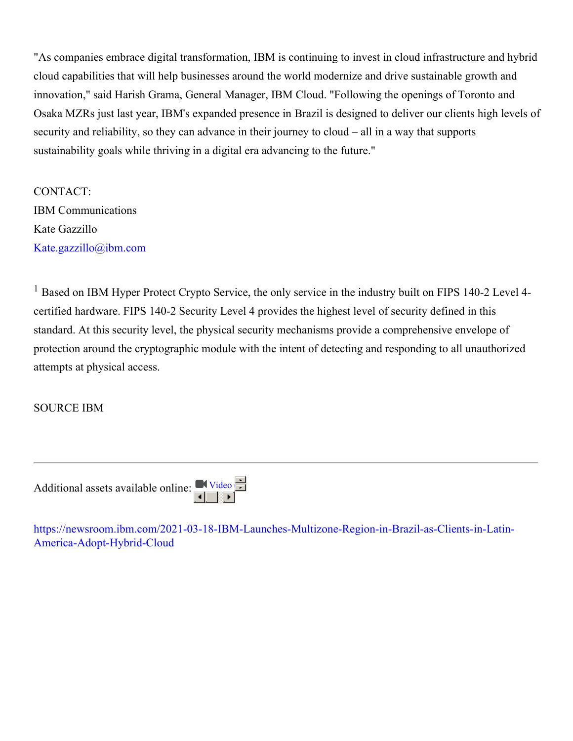"As companies embrace digital transformation, IBM is continuing to invest in cloud infrastructure and hybrid cloud capabilities that will help businesses around the world modernize and drive sustainable growth and innovation," said Harish Grama, General Manager, IBM Cloud. "Following the openings of Toronto and Osaka MZRs just last year, IBM's expanded presence in Brazil is designed to deliver our clients high levels of security and reliability, so they can advance in their journey to cloud – all in a way that supports sustainability goals while thriving in a digital era advancing to the future."

CONTACT:
IBM Communications
Kate Gazzillo
Kate.gazzillo@ibm.com

[1] Based on IBM Hyper Protect Crypto Service, the only service in the industry built on FIPS 140-2 Level 4-certified hardware. FIPS 140-2 Security Level 4 provides the highest level of security defined in this standard. At this security level, the physical security mechanisms provide a comprehensive envelope of protection around the cryptographic module with the intent of detecting and responding to all unauthorized attempts at physical access.

SOURCE IBM

---

Additional assets available online: Video

https://newsroom.ibm.com/2021-03-18-IBM-Launches-Multizone-Region-in-Brazil-as-Clients-in-Latin-America-Adopt-Hybrid-Cloud